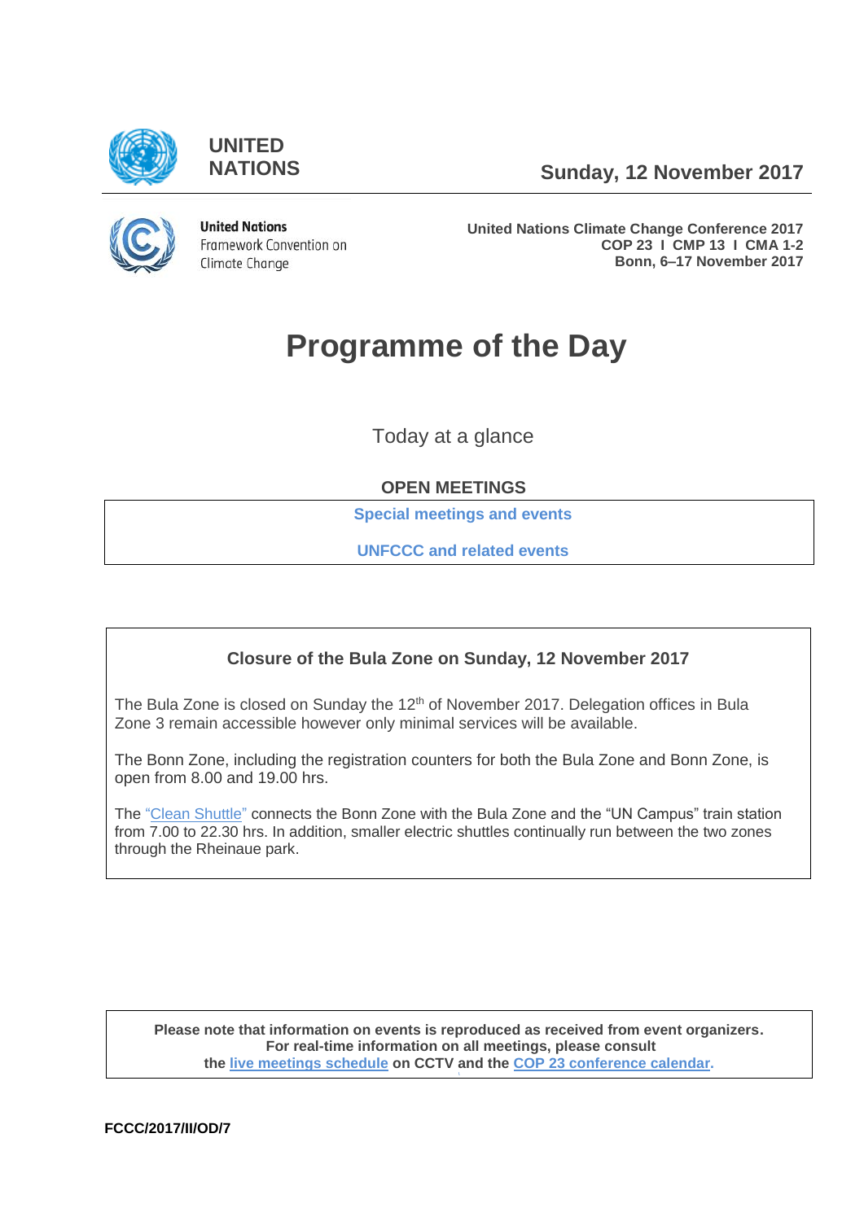UNITED NATIONS

Sunday, 12 November 2017

United Nations Framework Convention on Climate Change

**United Nations Climate Change Conference 2017**
**COP 23 I CMP 13 I CMA 1-2**
**Bonn, 6–17 November 2017**

# Programme of the Day

Today at a glance

**OPEN MEETINGS**

**Special meetings and events**

**UNFCCC and related events**

**Closure of the Bula Zone on Sunday, 12 November 2017**

The Bula Zone is closed on Sunday the 12th of November 2017. Delegation offices in Bula Zone 3 remain accessible however only minimal services will be available.

The Bonn Zone, including the registration counters for both the Bula Zone and Bonn Zone, is open from 8.00 and 19.00 hrs.

The "Clean Shuttle" connects the Bonn Zone with the Bula Zone and the "UN Campus" train station from 7.00 to 22.30 hrs. In addition, smaller electric shuttles continually run between the two zones through the Rheinaue park.

**Please note that information on events is reproduced as received from event organizers. For real-time information on all meetings, please consult the live meetings schedule on CCTV and the COP 23 conference calendar.**

**FCCC/2017/II/OD/7**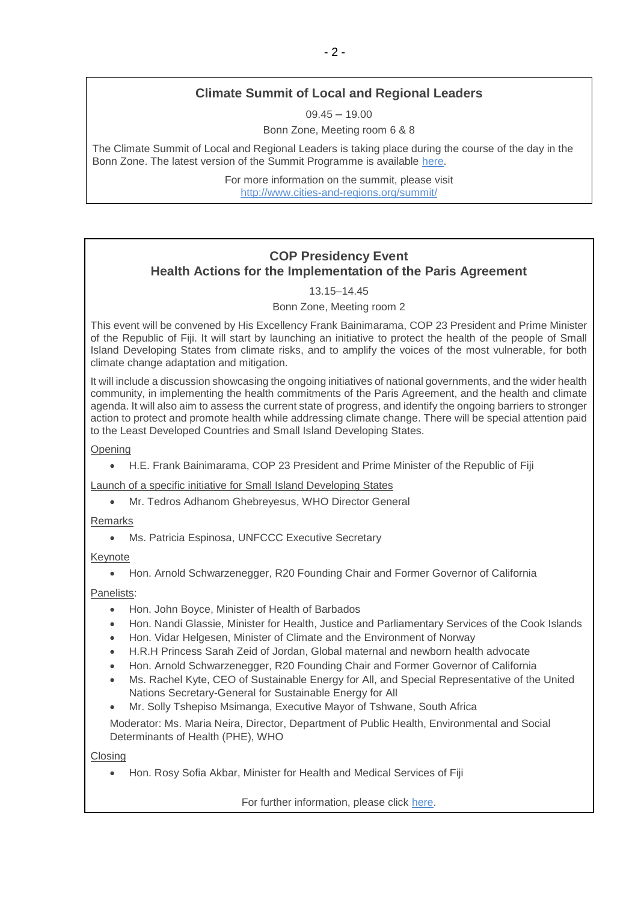## Climate Summit of Local and Regional Leaders

09.45 – 19.00

Bonn Zone, Meeting room 6 & 8

The Climate Summit of Local and Regional Leaders is taking place during the course of the day in the Bonn Zone. The latest version of the Summit Programme is available here.

For more information on the summit, please visit
http://www.cities-and-regions.org/summit/

## COP Presidency Event
## Health Actions for the Implementation of the Paris Agreement

13.15–14.45

Bonn Zone, Meeting room 2

This event will be convened by His Excellency Frank Bainimarama, COP 23 President and Prime Minister of the Republic of Fiji. It will start by launching an initiative to protect the health of the people of Small Island Developing States from climate risks, and to amplify the voices of the most vulnerable, for both climate change adaptation and mitigation.

It will include a discussion showcasing the ongoing initiatives of national governments, and the wider health community, in implementing the health commitments of the Paris Agreement, and the health and climate agenda. It will also aim to assess the current state of progress, and identify the ongoing barriers to stronger action to protect and promote health while addressing climate change. There will be special attention paid to the Least Developed Countries and Small Island Developing States.

Opening

- H.E. Frank Bainimarama, COP 23 President and Prime Minister of the Republic of Fiji

Launch of a specific initiative for Small Island Developing States

- Mr. Tedros Adhanom Ghebreyesus, WHO Director General

Remarks

- Ms. Patricia Espinosa, UNFCCC Executive Secretary

Keynote

- Hon. Arnold Schwarzenegger, R20 Founding Chair and Former Governor of California

Panelists:

- Hon. John Boyce, Minister of Health of Barbados
- Hon. Nandi Glassie, Minister for Health, Justice and Parliamentary Services of the Cook Islands
- Hon. Vidar Helgesen, Minister of Climate and the Environment of Norway
- H.R.H Princess Sarah Zeid of Jordan, Global maternal and newborn health advocate
- Hon. Arnold Schwarzenegger, R20 Founding Chair and Former Governor of California
- Ms. Rachel Kyte, CEO of Sustainable Energy for All, and Special Representative of the United Nations Secretary-General for Sustainable Energy for All
- Mr. Solly Tshepiso Msimanga, Executive Mayor of Tshwane, South Africa

Moderator: Ms. Maria Neira, Director, Department of Public Health, Environmental and Social Determinants of Health (PHE), WHO

Closing

- Hon. Rosy Sofia Akbar, Minister for Health and Medical Services of Fiji

For further information, please click here.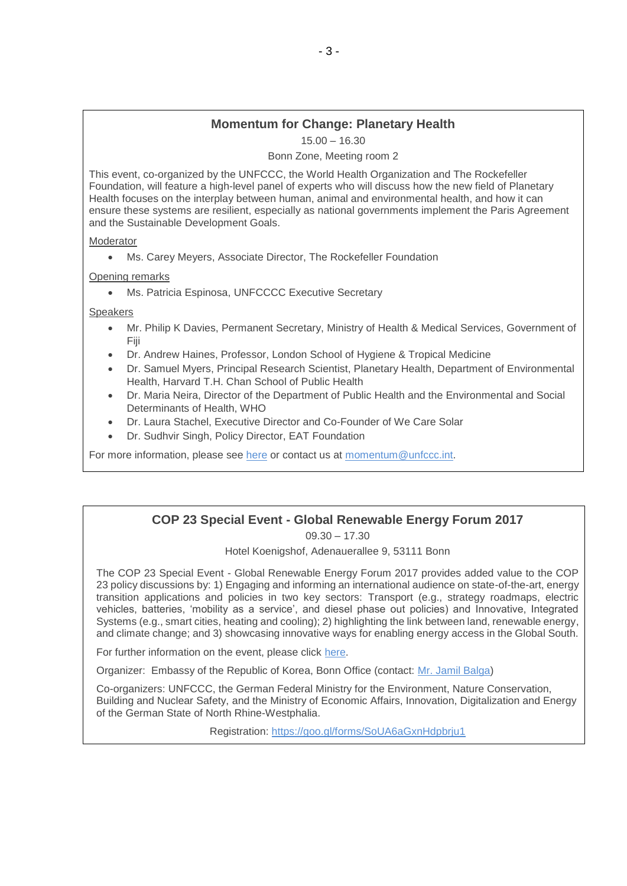## Momentum for Change: Planetary Health

15.00 – 16.30

Bonn Zone, Meeting room 2

This event, co-organized by the UNFCCC, the World Health Organization and The Rockefeller Foundation, will feature a high-level panel of experts who will discuss how the new field of Planetary Health focuses on the interplay between human, animal and environmental health, and how it can ensure these systems are resilient, especially as national governments implement the Paris Agreement and the Sustainable Development Goals.

Moderator

- Ms. Carey Meyers, Associate Director, The Rockefeller Foundation

Opening remarks

- Ms. Patricia Espinosa, UNFCCC Executive Secretary

Speakers

- Mr. Philip K Davies, Permanent Secretary, Ministry of Health & Medical Services, Government of Fiji
- Dr. Andrew Haines, Professor, London School of Hygiene & Tropical Medicine
- Dr. Samuel Myers, Principal Research Scientist, Planetary Health, Department of Environmental Health, Harvard T.H. Chan School of Public Health
- Dr. Maria Neira, Director of the Department of Public Health and the Environmental and Social Determinants of Health, WHO
- Dr. Laura Stachel, Executive Director and Co-Founder of We Care Solar
- Dr. Sudhvir Singh, Policy Director, EAT Foundation

For more information, please see here or contact us at momentum@unfccc.int.

## COP 23 Special Event - Global Renewable Energy Forum 2017

09.30 – 17.30

Hotel Koenigshof, Adenauerallee 9, 53111 Bonn

The COP 23 Special Event - Global Renewable Energy Forum 2017 provides added value to the COP 23 policy discussions by: 1) Engaging and informing an international audience on state-of-the-art, energy transition applications and policies in two key sectors: Transport (e.g., strategy roadmaps, electric vehicles, batteries, 'mobility as a service', and diesel phase out policies) and Innovative, Integrated Systems (e.g., smart cities, heating and cooling); 2) highlighting the link between land, renewable energy, and climate change; and 3) showcasing innovative ways for enabling energy access in the Global South.

For further information on the event, please click here.

Organizer: Embassy of the Republic of Korea, Bonn Office (contact: Mr. Jamil Balga)

Co-organizers: UNFCCC, the German Federal Ministry for the Environment, Nature Conservation, Building and Nuclear Safety, and the Ministry of Economic Affairs, Innovation, Digitalization and Energy of the German State of North Rhine-Westphalia.

Registration: https://goo.gl/forms/SoUA6aGxnHdpbrju1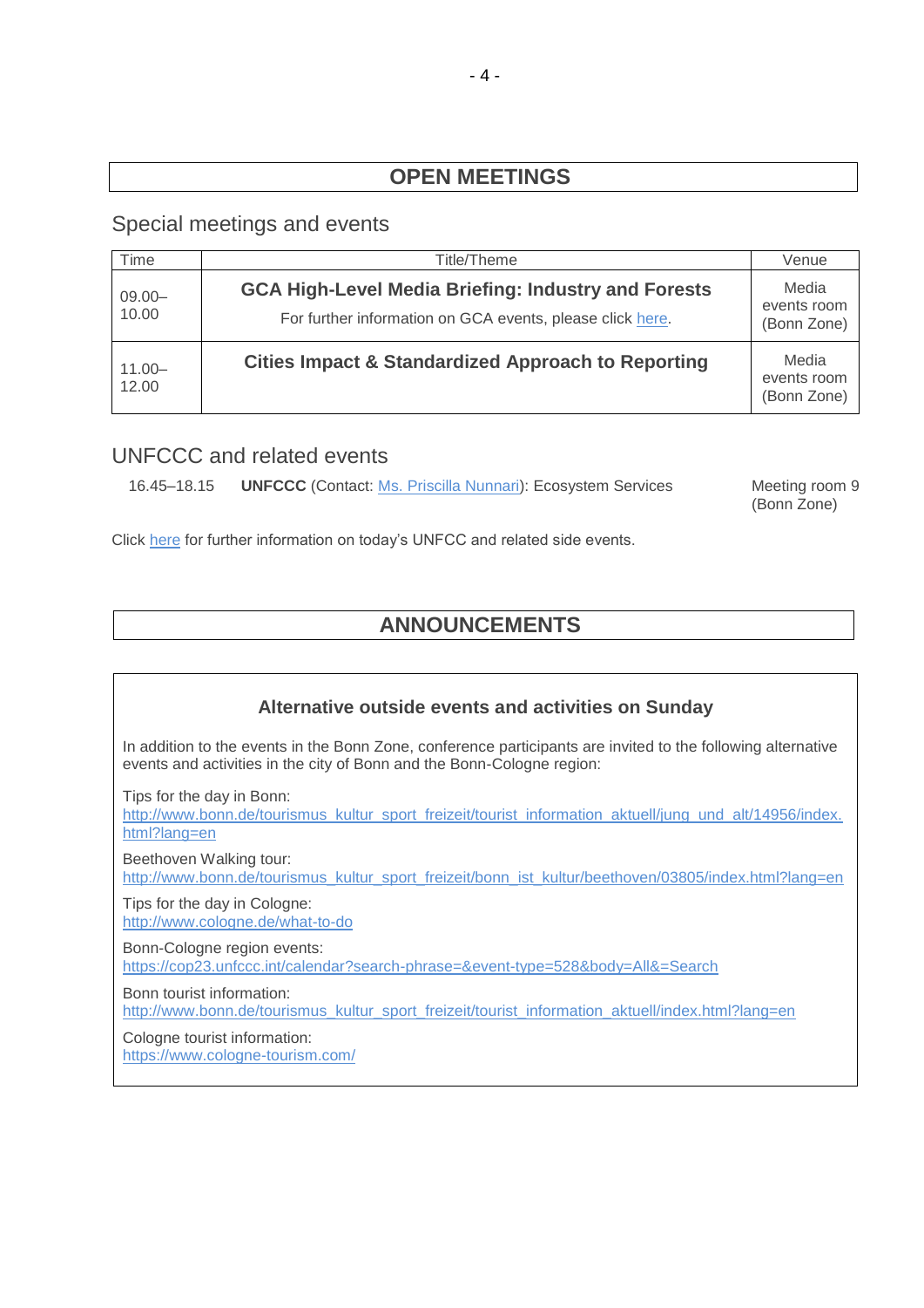## OPEN MEETINGS

### Special meetings and events

| Time | Title/Theme | Venue |
|---|---|---|
| 09.00–10.00 | **GCA High-Level Media Briefing: Industry and Forests**<br>For further information on GCA events, please click here. | Media events room (Bonn Zone) |
| 11.00–12.00 | **Cities Impact & Standardized Approach to Reporting** | Media events room (Bonn Zone) |

### UNFCCC and related events

| | | |
|---|---|---|
| 16.45–18.15 | **UNFCCC** (Contact: Ms. Priscilla Nunnari): Ecosystem Services | Meeting room 9 (Bonn Zone) |

Click here for further information on today's UNFCC and related side events.

## ANNOUNCEMENTS

### Alternative outside events and activities on Sunday

In addition to the events in the Bonn Zone, conference participants are invited to the following alternative events and activities in the city of Bonn and the Bonn-Cologne region:

Tips for the day in Bonn:
http://www.bonn.de/tourismus_kultur_sport_freizeit/tourist_information_aktuell/jung_und_alt/14956/index.html?lang=en

Beethoven Walking tour:
http://www.bonn.de/tourismus_kultur_sport_freizeit/bonn_ist_kultur/beethoven/03805/index.html?lang=en

Tips for the day in Cologne:
http://www.cologne.de/what-to-do

Bonn-Cologne region events:
https://cop23.unfccc.int/calendar?search-phrase=&event-type=528&body=All&=Search

Bonn tourist information:
http://www.bonn.de/tourismus_kultur_sport_freizeit/tourist_information_aktuell/index.html?lang=en

Cologne tourist information:
https://www.cologne-tourism.com/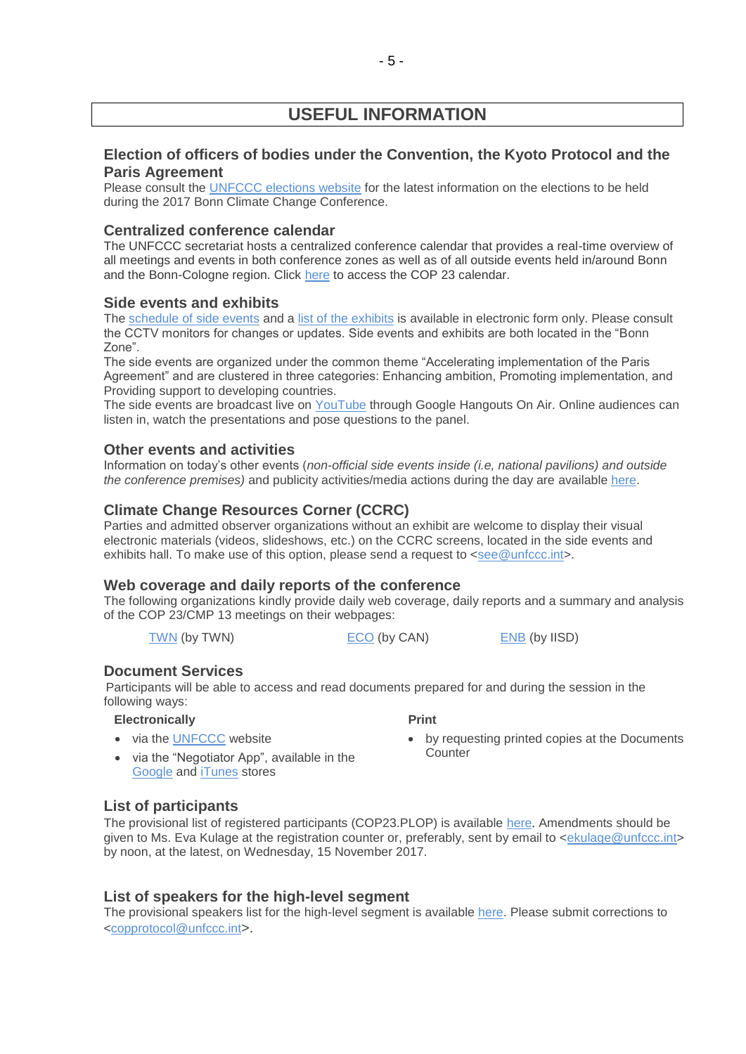# USEFUL INFORMATION

## Election of officers of bodies under the Convention, the Kyoto Protocol and the Paris Agreement

Please consult the UNFCCC elections website for the latest information on the elections to be held during the 2017 Bonn Climate Change Conference.

## Centralized conference calendar

The UNFCCC secretariat hosts a centralized conference calendar that provides a real-time overview of all meetings and events in both conference zones as well as of all outside events held in/around Bonn and the Bonn-Cologne region. Click here to access the COP 23 calendar.

## Side events and exhibits

The schedule of side events and a list of the exhibits is available in electronic form only. Please consult the CCTV monitors for changes or updates. Side events and exhibits are both located in the "Bonn Zone".

The side events are organized under the common theme "Accelerating implementation of the Paris Agreement" and are clustered in three categories: Enhancing ambition, Promoting implementation, and Providing support to developing countries.

The side events are broadcast live on YouTube through Google Hangouts On Air. Online audiences can listen in, watch the presentations and pose questions to the panel.

## Other events and activities

Information on today's other events (*non-official side events inside (i.e, national pavilions) and outside the conference premises)* and publicity activities/media actions during the day are available here.

## Climate Change Resources Corner (CCRC)

Parties and admitted observer organizations without an exhibit are welcome to display their visual electronic materials (videos, slideshows, etc.) on the CCRC screens, located in the side events and exhibits hall. To make use of this option, please send a request to <see@unfccc.int>.

## Web coverage and daily reports of the conference

The following organizations kindly provide daily web coverage, daily reports and a summary and analysis of the COP 23/CMP 13 meetings on their webpages:

TWN (by TWN) ECO (by CAN) ENB (by IISD)

## Document Services

Participants will be able to access and read documents prepared for and during the session in the following ways:

**Electronically**

- via the UNFCCC website
- via the "Negotiator App", available in the Google and iTunes stores

**Print**

- by requesting printed copies at the Documents Counter

## List of participants

The provisional list of registered participants (COP23.PLOP) is available here. Amendments should be given to Ms. Eva Kulage at the registration counter or, preferably, sent by email to <ekulage@unfccc.int> by noon, at the latest, on Wednesday, 15 November 2017.

## List of speakers for the high-level segment

The provisional speakers list for the high-level segment is available here. Please submit corrections to <copprotocol@unfccc.int>.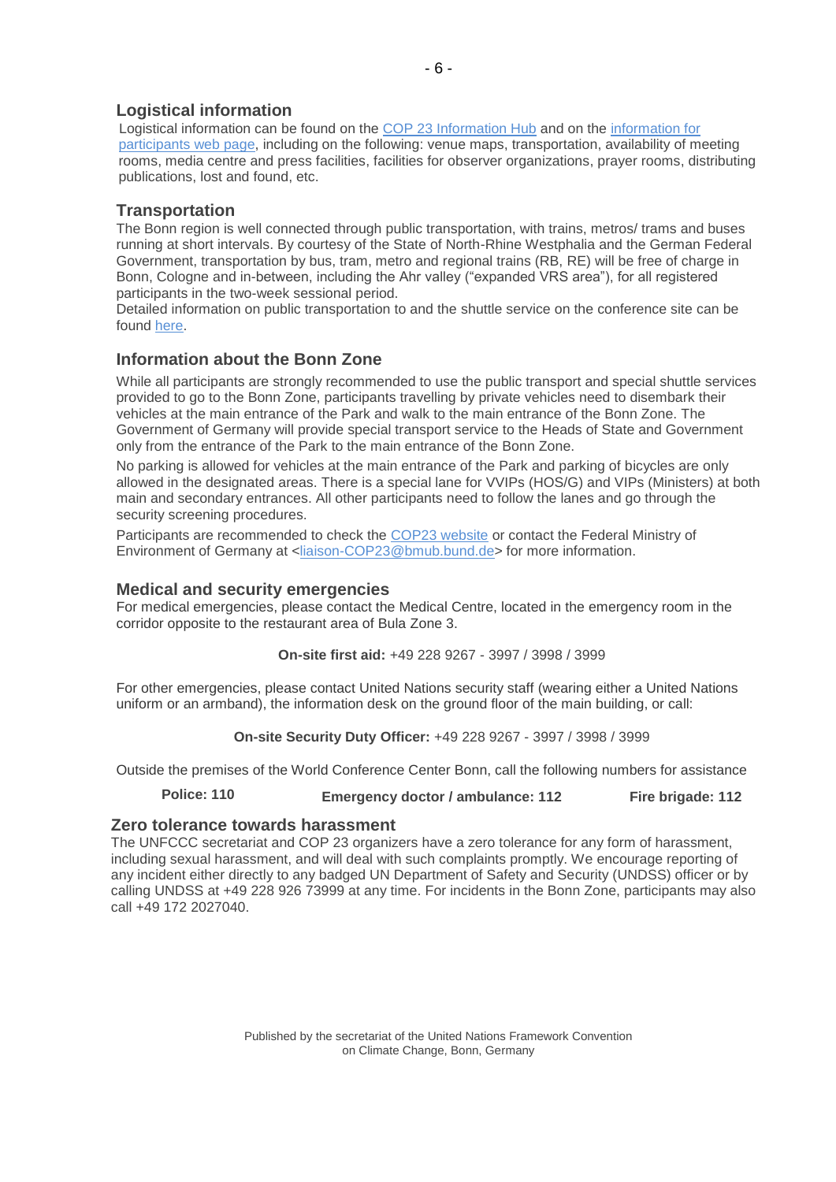## Logistical information

Logistical information can be found on the COP 23 Information Hub and on the information for participants web page, including on the following: venue maps, transportation, availability of meeting rooms, media centre and press facilities, facilities for observer organizations, prayer rooms, distributing publications, lost and found, etc.

## Transportation

The Bonn region is well connected through public transportation, with trains, metros/ trams and buses running at short intervals. By courtesy of the State of North-Rhine Westphalia and the German Federal Government, transportation by bus, tram, metro and regional trains (RB, RE) will be free of charge in Bonn, Cologne and in-between, including the Ahr valley ("expanded VRS area"), for all registered participants in the two-week sessional period.

Detailed information on public transportation to and the shuttle service on the conference site can be found here.

## Information about the Bonn Zone

While all participants are strongly recommended to use the public transport and special shuttle services provided to go to the Bonn Zone, participants travelling by private vehicles need to disembark their vehicles at the main entrance of the Park and walk to the main entrance of the Bonn Zone. The Government of Germany will provide special transport service to the Heads of State and Government only from the entrance of the Park to the main entrance of the Bonn Zone.

No parking is allowed for vehicles at the main entrance of the Park and parking of bicycles are only allowed in the designated areas. There is a special lane for VVIPs (HOS/G) and VIPs (Ministers) at both main and secondary entrances. All other participants need to follow the lanes and go through the security screening procedures.

Participants are recommended to check the COP23 website or contact the Federal Ministry of Environment of Germany at <liaison-COP23@bmub.bund.de> for more information.

## Medical and security emergencies

For medical emergencies, please contact the Medical Centre, located in the emergency room in the corridor opposite to the restaurant area of Bula Zone 3.

**On-site first aid:** +49 228 9267 - 3997 / 3998 / 3999

For other emergencies, please contact United Nations security staff (wearing either a United Nations uniform or an armband), the information desk on the ground floor of the main building, or call:

**On-site Security Duty Officer:** +49 228 9267 - 3997 / 3998 / 3999

Outside the premises of the World Conference Center Bonn, call the following numbers for assistance

**Police: 110** **Emergency doctor / ambulance: 112** **Fire brigade: 112**

## Zero tolerance towards harassment

The UNFCCC secretariat and COP 23 organizers have a zero tolerance for any form of harassment, including sexual harassment, and will deal with such complaints promptly. We encourage reporting of any incident either directly to any badged UN Department of Safety and Security (UNDSS) officer or by calling UNDSS at +49 228 926 73999 at any time. For incidents in the Bonn Zone, participants may also call +49 172 2027040.

Published by the secretariat of the United Nations Framework Convention on Climate Change, Bonn, Germany